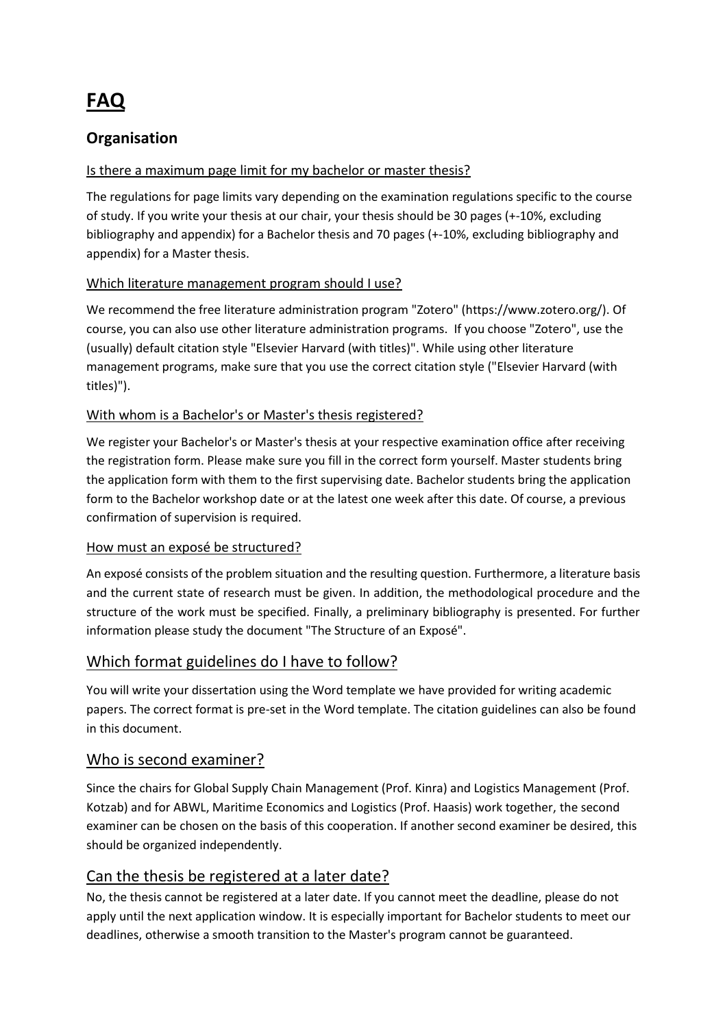# FAQ

## Organisation

### Is there a maximum page limit for my bachelor or master thesis?

The regulations for page limits vary depending on the examination regulations specific to the course of study. If you write your thesis at our chair, your thesis should be 30 pages (+-10%, excluding bibliography and appendix) for a Bachelor thesis and 70 pages (+-10%, excluding bibliography and appendix) for a Master thesis.

### Which literature management program should I use?

We recommend the free literature administration program "Zotero" (https://www.zotero.org/). Of course, you can also use other literature administration programs. If you choose "Zotero", use the (usually) default citation style "Elsevier Harvard (with titles)". While using other literature management programs, make sure that you use the correct citation style ("Elsevier Harvard (with titles)").

### With whom is a Bachelor's or Master's thesis registered?

We register your Bachelor's or Master's thesis at your respective examination office after receiving the registration form. Please make sure you fill in the correct form yourself. Master students bring the application form with them to the first supervising date. Bachelor students bring the application form to the Bachelor workshop date or at the latest one week after this date. Of course, a previous confirmation of supervision is required.

### How must an exposé be structured?

An exposé consists of the problem situation and the resulting question. Furthermore, a literature basis and the current state of research must be given. In addition, the methodological procedure and the structure of the work must be specified. Finally, a preliminary bibliography is presented. For further information please study the document "The Structure of an Exposé".

## Which format guidelines do I have to follow?

You will write your dissertation using the Word template we have provided for writing academic papers. The correct format is pre-set in the Word template. The citation guidelines can also be found in this document.

## Who is second examiner?

Since the chairs for Global Supply Chain Management (Prof. Kinra) and Logistics Management (Prof. Kotzab) and for ABWL, Maritime Economics and Logistics (Prof. Haasis) work together, the second examiner can be chosen on the basis of this cooperation. If another second examiner be desired, this should be organized independently.

## Can the thesis be registered at a later date?

No, the thesis cannot be registered at a later date. If you cannot meet the deadline, please do not apply until the next application window. It is especially important for Bachelor students to meet our deadlines, otherwise a smooth transition to the Master's program cannot be guaranteed.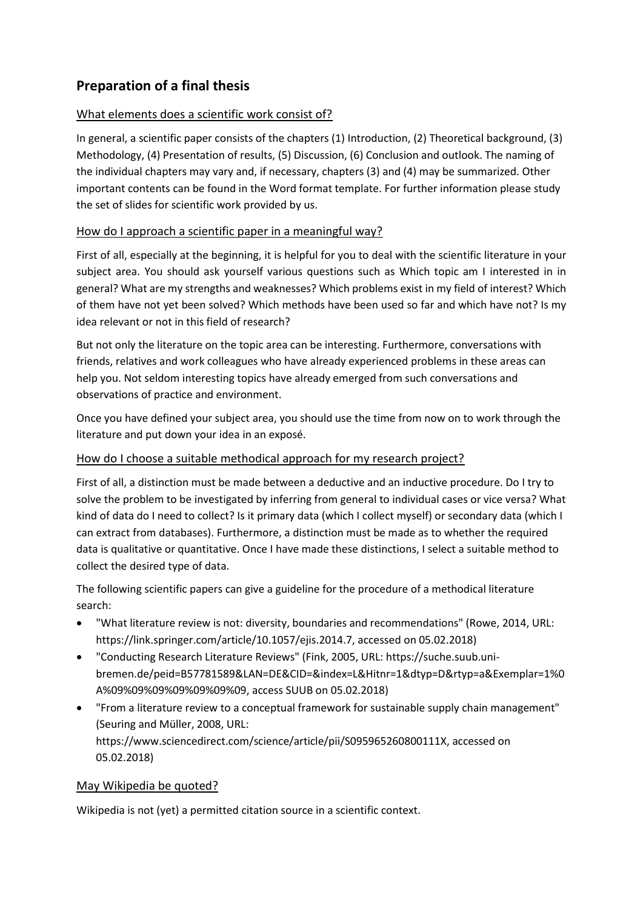## Preparation of a final thesis

### What elements does a scientific work consist of?

In general, a scientific paper consists of the chapters (1) Introduction, (2) Theoretical background, (3) Methodology, (4) Presentation of results, (5) Discussion, (6) Conclusion and outlook. The naming of the individual chapters may vary and, if necessary, chapters (3) and (4) may be summarized. Other important contents can be found in the Word format template. For further information please study the set of slides for scientific work provided by us.

### How do I approach a scientific paper in a meaningful way?

First of all, especially at the beginning, it is helpful for you to deal with the scientific literature in your subject area. You should ask yourself various questions such as Which topic am I interested in in general? What are my strengths and weaknesses? Which problems exist in my field of interest? Which of them have not yet been solved? Which methods have been used so far and which have not? Is my idea relevant or not in this field of research?

But not only the literature on the topic area can be interesting. Furthermore, conversations with friends, relatives and work colleagues who have already experienced problems in these areas can help you. Not seldom interesting topics have already emerged from such conversations and observations of practice and environment.

Once you have defined your subject area, you should use the time from now on to work through the literature and put down your idea in an exposé.

### How do I choose a suitable methodical approach for my research project?

First of all, a distinction must be made between a deductive and an inductive procedure. Do I try to solve the problem to be investigated by inferring from general to individual cases or vice versa? What kind of data do I need to collect? Is it primary data (which I collect myself) or secondary data (which I can extract from databases). Furthermore, a distinction must be made as to whether the required data is qualitative or quantitative. Once I have made these distinctions, I select a suitable method to collect the desired type of data.

The following scientific papers can give a guideline for the procedure of a methodical literature search:

- "What literature review is not: diversity, boundaries and recommendations" (Rowe, 2014, URL: https://link.springer.com/article/10.1057/ejis.2014.7, accessed on 05.02.2018)
- "Conducting Research Literature Reviews" (Fink, 2005, URL: https://suche.suub.uni-bremen.de/peid=B57781589&LAN=DE&CID=&index=L&Hitnr=1&dtyp=D&rtyp=a&Exemplar=1%0A%09%09%09%09%09%09%09, access SUUB on 05.02.2018)
- "From a literature review to a conceptual framework for sustainable supply chain management" (Seuring and Müller, 2008, URL: https://www.sciencedirect.com/science/article/pii/S095965260800111X, accessed on 05.02.2018)

### May Wikipedia be quoted?

Wikipedia is not (yet) a permitted citation source in a scientific context.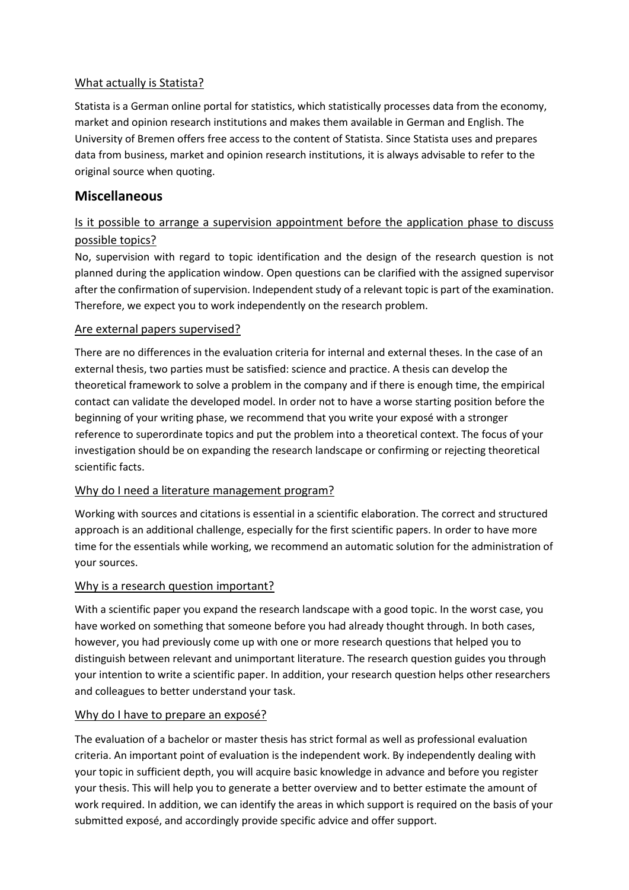### What actually is Statista?

Statista is a German online portal for statistics, which statistically processes data from the economy, market and opinion research institutions and makes them available in German and English. The University of Bremen offers free access to the content of Statista. Since Statista uses and prepares data from business, market and opinion research institutions, it is always advisable to refer to the original source when quoting.

## Miscellaneous

### Is it possible to arrange a supervision appointment before the application phase to discuss possible topics?

No, supervision with regard to topic identification and the design of the research question is not planned during the application window. Open questions can be clarified with the assigned supervisor after the confirmation of supervision. Independent study of a relevant topic is part of the examination. Therefore, we expect you to work independently on the research problem.

### Are external papers supervised?

There are no differences in the evaluation criteria for internal and external theses. In the case of an external thesis, two parties must be satisfied: science and practice. A thesis can develop the theoretical framework to solve a problem in the company and if there is enough time, the empirical contact can validate the developed model. In order not to have a worse starting position before the beginning of your writing phase, we recommend that you write your exposé with a stronger reference to superordinate topics and put the problem into a theoretical context. The focus of your investigation should be on expanding the research landscape or confirming or rejecting theoretical scientific facts.

### Why do I need a literature management program?

Working with sources and citations is essential in a scientific elaboration. The correct and structured approach is an additional challenge, especially for the first scientific papers. In order to have more time for the essentials while working, we recommend an automatic solution for the administration of your sources.

### Why is a research question important?

With a scientific paper you expand the research landscape with a good topic. In the worst case, you have worked on something that someone before you had already thought through. In both cases, however, you had previously come up with one or more research questions that helped you to distinguish between relevant and unimportant literature. The research question guides you through your intention to write a scientific paper. In addition, your research question helps other researchers and colleagues to better understand your task.

### Why do I have to prepare an exposé?

The evaluation of a bachelor or master thesis has strict formal as well as professional evaluation criteria. An important point of evaluation is the independent work. By independently dealing with your topic in sufficient depth, you will acquire basic knowledge in advance and before you register your thesis. This will help you to generate a better overview and to better estimate the amount of work required. In addition, we can identify the areas in which support is required on the basis of your submitted exposé, and accordingly provide specific advice and offer support.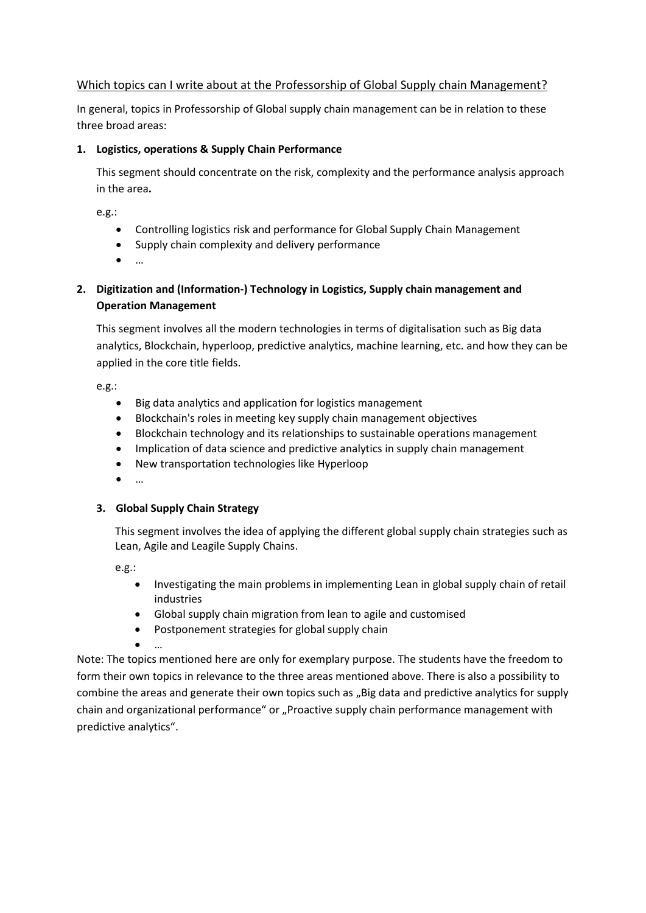Which topics can I write about at the Professorship of Global Supply chain Management?

In general, topics in Professorship of Global supply chain management can be in relation to these three broad areas:

**1. Logistics, operations & Supply Chain Performance**

This segment should concentrate on the risk, complexity and the performance analysis approach in the area**.**

e.g.:

- Controlling logistics risk and performance for Global Supply Chain Management
- Supply chain complexity and delivery performance
- …

**2. Digitization and (Information-) Technology in Logistics, Supply chain management and Operation Management**

This segment involves all the modern technologies in terms of digitalisation such as Big data analytics, Blockchain, hyperloop, predictive analytics, machine learning, etc. and how they can be applied in the core title fields.

e.g.:

- Big data analytics and application for logistics management
- Blockchain's roles in meeting key supply chain management objectives
- Blockchain technology and its relationships to sustainable operations management
- Implication of data science and predictive analytics in supply chain management
- New transportation technologies like Hyperloop
- …

**3. Global Supply Chain Strategy**

This segment involves the idea of applying the different global supply chain strategies such as Lean, Agile and Leagile Supply Chains.

e.g.:

- Investigating the main problems in implementing Lean in global supply chain of retail industries
- Global supply chain migration from lean to agile and customised
- Postponement strategies for global supply chain
- …

Note: The topics mentioned here are only for exemplary purpose. The students have the freedom to form their own topics in relevance to the three areas mentioned above. There is also a possibility to combine the areas and generate their own topics such as „Big data and predictive analytics for supply chain and organizational performance“ or „Proactive supply chain performance management with predictive analytics“.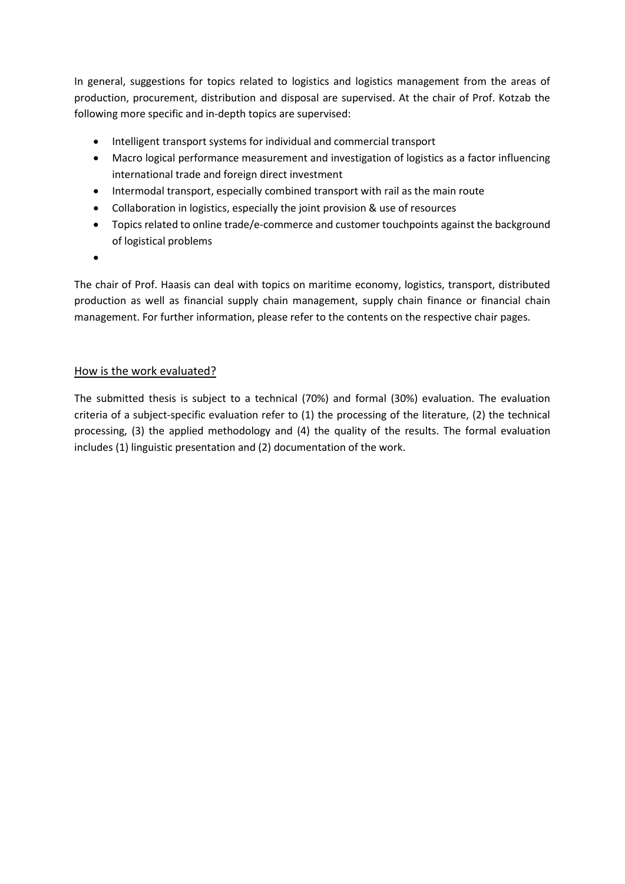In general, suggestions for topics related to logistics and logistics management from the areas of production, procurement, distribution and disposal are supervised. At the chair of Prof. Kotzab the following more specific and in-depth topics are supervised:

- Intelligent transport systems for individual and commercial transport
- Macro logical performance measurement and investigation of logistics as a factor influencing international trade and foreign direct investment
- Intermodal transport, especially combined transport with rail as the main route
- Collaboration in logistics, especially the joint provision & use of resources
- Topics related to online trade/e-commerce and customer touchpoints against the background of logistical problems

The chair of Prof. Haasis can deal with topics on maritime economy, logistics, transport, distributed production as well as financial supply chain management, supply chain finance or financial chain management. For further information, please refer to the contents on the respective chair pages.

## How is the work evaluated?

The submitted thesis is subject to a technical (70%) and formal (30%) evaluation. The evaluation criteria of a subject-specific evaluation refer to (1) the processing of the literature, (2) the technical processing, (3) the applied methodology and (4) the quality of the results. The formal evaluation includes (1) linguistic presentation and (2) documentation of the work.